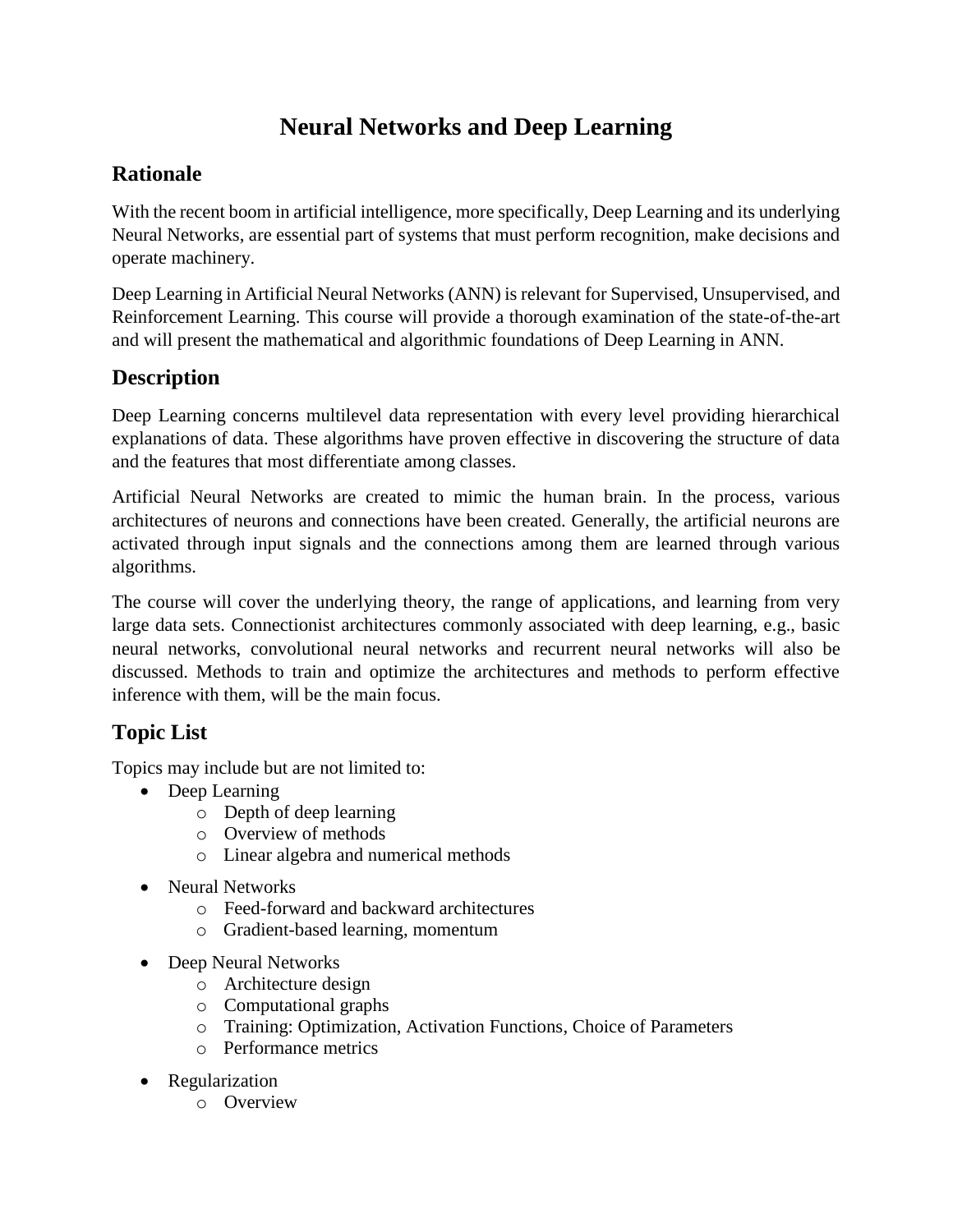# Neural Networks and Deep Learning

## Rationale

With the recent boom in artificial intelligence, more specifically, Deep Learning and its underlying Neural Networks, are essential part of systems that must perform recognition, make decisions and operate machinery.

Deep Learning in Artificial Neural Networks (ANN) is relevant for Supervised, Unsupervised, and Reinforcement Learning. This course will provide a thorough examination of the state-of-the-art and will present the mathematical and algorithmic foundations of Deep Learning in ANN.

## Description

Deep Learning concerns multilevel data representation with every level providing hierarchical explanations of data. These algorithms have proven effective in discovering the structure of data and the features that most differentiate among classes.

Artificial Neural Networks are created to mimic the human brain. In the process, various architectures of neurons and connections have been created. Generally, the artificial neurons are activated through input signals and the connections among them are learned through various algorithms.

The course will cover the underlying theory, the range of applications, and learning from very large data sets. Connectionist architectures commonly associated with deep learning, e.g., basic neural networks, convolutional neural networks and recurrent neural networks will also be discussed. Methods to train and optimize the architectures and methods to perform effective inference with them, will be the main focus.

## Topic List

Topics may include but are not limited to:

- Deep Learning
  - Depth of deep learning
  - Overview of methods
  - Linear algebra and numerical methods
- Neural Networks
  - Feed-forward and backward architectures
  - Gradient-based learning, momentum
- Deep Neural Networks
  - Architecture design
  - Computational graphs
  - Training: Optimization, Activation Functions, Choice of Parameters
  - Performance metrics
- Regularization
  - Overview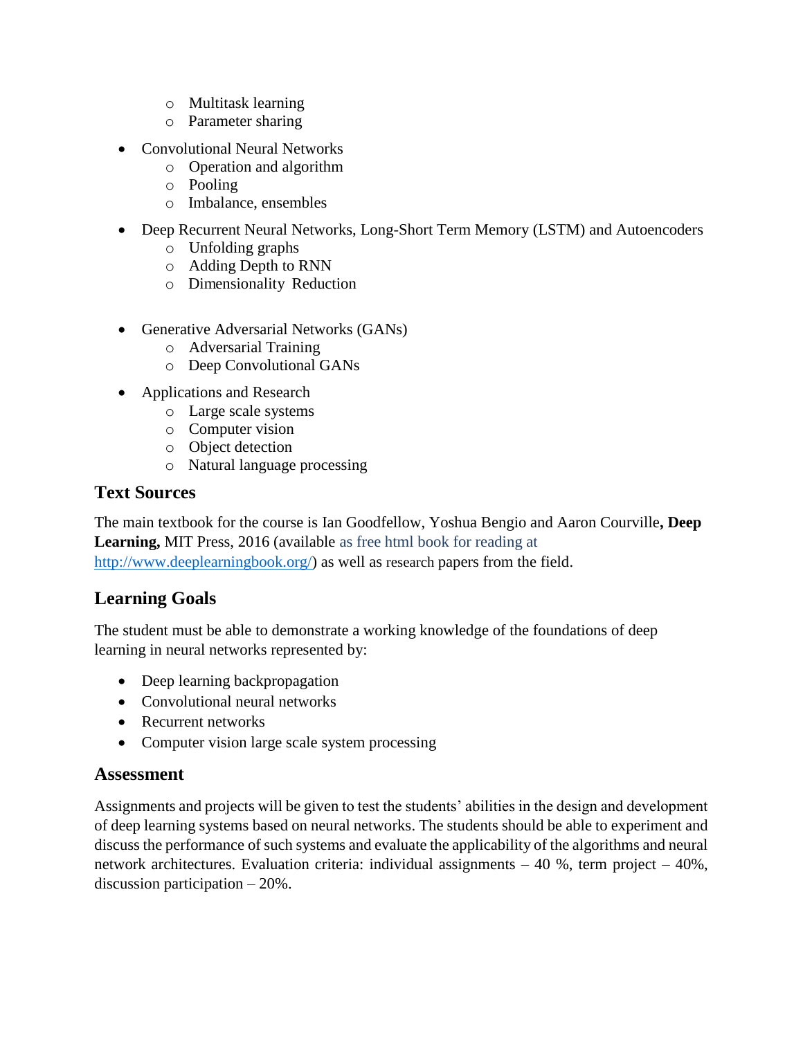- Multitask learning
  - Parameter sharing

- Convolutional Neural Networks
  - Operation and algorithm
  - Pooling
  - Imbalance, ensembles

- Deep Recurrent Neural Networks, Long-Short Term Memory (LSTM) and Autoencoders
  - Unfolding graphs
  - Adding Depth to RNN
  - Dimensionality Reduction

- Generative Adversarial Networks (GANs)
  - Adversarial Training
  - Deep Convolutional GANs

- Applications and Research
  - Large scale systems
  - Computer vision
  - Object detection
  - Natural language processing

## Text Sources

The main textbook for the course is Ian Goodfellow, Yoshua Bengio and Aaron Courville**, Deep Learning,** MIT Press, 2016 (available as free html book for reading at http://www.deeplearningbook.org/) as well as research papers from the field.

## Learning Goals

The student must be able to demonstrate a working knowledge of the foundations of deep learning in neural networks represented by:

- Deep learning backpropagation
- Convolutional neural networks
- Recurrent networks
- Computer vision large scale system processing

## Assessment

Assignments and projects will be given to test the students' abilities in the design and development of deep learning systems based on neural networks. The students should be able to experiment and discuss the performance of such systems and evaluate the applicability of the algorithms and neural network architectures. Evaluation criteria: individual assignments – 40 %, term project – 40%, discussion participation – 20%.